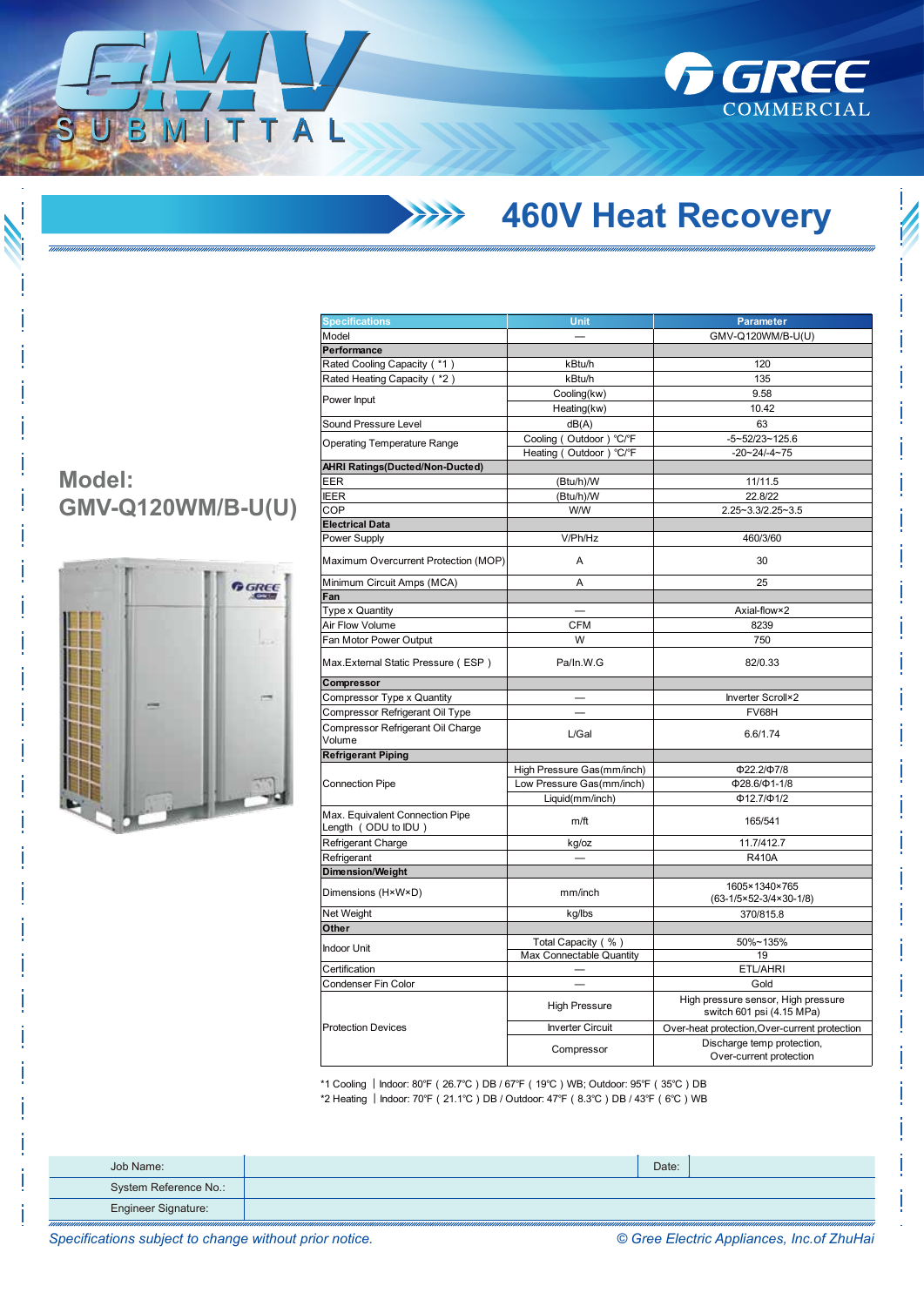# GMV SUBMITTAL

GREE COMMERCIAL

## 460V Heat Recovery

**Model: GMV-Q120WM/B-U(U)**

| Specifications | Unit | Parameter |
|---|---|---|
| Model | — | GMV-Q120WM/B-U(U) |
| **Performance** | | |
| Rated Cooling Capacity（*1） | kBtu/h | 120 |
| Rated Heating Capacity（*2） | kBtu/h | 135 |
| Power Input | Cooling(kw) | 9.58 |
| | Heating(kw) | 10.42 |
| Sound Pressure Level | dB(A) | 63 |
| Operating Temperature Range | Cooling（Outdoor）℃/°F | -5~52/23~125.6 |
| | Heating（Outdoor）℃/°F | -20~24/-4~75 |
| **AHRI Ratings(Ducted/Non-Ducted)** | | |
| EER | (Btu/h)/W | 11/11.5 |
| IEER | (Btu/h)/W | 22.8/22 |
| COP | W/W | 2.25~3.3/2.25~3.5 |
| **Electrical Data** | | |
| Power Supply | V/Ph/Hz | 460/3/60 |
| Maximum Overcurrent Protection (MOP) | A | 30 |
| Minimum Circuit Amps (MCA) | A | 25 |
| **Fan** | | |
| Type x Quantity | — | Axial-flow×2 |
| Air Flow Volume | CFM | 8239 |
| Fan Motor Power Output | W | 750 |
| Max.External Static Pressure（ESP） | Pa/In.W.G | 82/0.33 |
| **Compressor** | | |
| Compressor Type x Quantity | — | Inverter Scroll×2 |
| Compressor Refrigerant Oil Type | — | FV68H |
| Compressor Refrigerant Oil Charge Volume | L/Gal | 6.6/1.74 |
| **Refrigerant Piping** | | |
| Connection Pipe | High Pressure Gas(mm/inch) | Φ22.2/Φ7/8 |
| | Low Pressure Gas(mm/inch) | Φ28.6/Φ1-1/8 |
| | Liquid(mm/inch) | Φ12.7/Φ1/2 |
| Max. Equivalent Connection Pipe Length（ODU to IDU） | m/ft | 165/541 |
| Refrigerant Charge | kg/oz | 11.7/412.7 |
| Refrigerant | — | R410A |
| **Dimension/Weight** | | |
| Dimensions (H×W×D) | mm/inch | 1605×1340×765 (63-1/5×52-3/4×30-1/8) |
| Net Weight | kg/lbs | 370/815.8 |
| **Other** | | |
| Indoor Unit | Total Capacity（%） | 50%~135% |
| | Max Connectable Quantity | 19 |
| Certification | — | ETL/AHRI |
| Condenser Fin Color | — | Gold |
| Protection Devices | High Pressure | High pressure sensor, High pressure switch 601 psi (4.15 MPa) |
| | Inverter Circuit | Over-heat protection,Over-current protection |
| | Compressor | Discharge temp protection, Over-current protection |

*1 Cooling │ Indoor: 80°F（26.7℃）DB / 67°F（19℃）WB; Outdoor: 95°F（35℃）DB

*2 Heating │ Indoor: 70°F（21.1℃）DB / Outdoor: 47°F（8.3℃）DB / 43°F（6℃）WB

| Job Name: | | Date: | |
|---|---|---|---|
| System Reference No.: | | | |
| Engineer Signature: | | | |

*Specifications subject to change without prior notice.*

*© Gree Electric Appliances, Inc.of ZhuHai*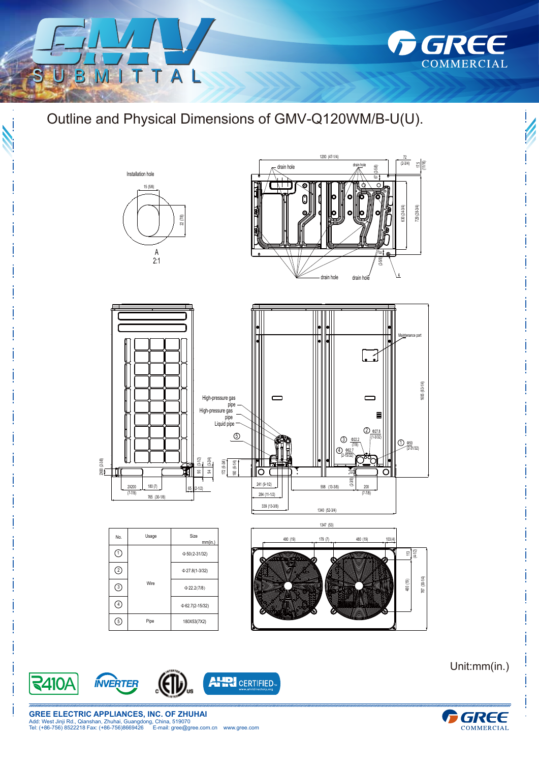# Outline and Physical Dimensions of GMV-Q120WM/B-U(U).

Installation hole

15 (5/8)

22 (7/8)

A
2:1

1200 (47-1/4)

72 (2-3/4)

17.5 (11/16)

drain hole

67 (2-5/8)

630 (24-3/4)

729 (28-3/4)

67 (2-5/8)

drain hole

drain hole

A

Maintenance port

High-pressure gas pipe

High-pressure gas pipe

Liquid pipe

⑤

② Φ27.8 (1-3/32)

③ Φ22.2 (7/8)

④ Φ62.7 (2-15/32)

① Φ50 (2-31/32)

1605 (63-1/4)

2080 (2-3/8)

2X200 (7-7/8)

180 (7)

765 (30-1/8)

65 (2-1/2)

90 (3-1/2)

94 (3-3/4)

172 (6-3/4)

160 (6-1/4)

241 (9-1/2)

284 (11-1/2)

339 (13-3/8)

598 (13-3/8)

60 (2-3/8)

200 (7-7/8)

1340 (52-3/4)

1347 (53)

480 (19)

179 (7)

480 (19)

103 (4)

113 (4-1/2)

480 (19)

767 (30-1/4)

| No. | Usage | Size mm(in.) |
|---|---|---|
| ① | Wire | Φ50(2-31/32) |
| ② | | Φ27.8(1-3/32) |
| ③ | | Φ22.2(7/8) |
| ④ | | Φ62.7(2-15/32) |
| ⑤ | Pipe | 180X53(7X2) |

Unit:mm(in.)

R410A INVERTER ETL AHRI CERTIFIED www.ahridirectory.org

**GREE ELECTRIC APPLIANCES, INC. OF ZHUHAI**
Add: West Jinji Rd., Qianshan, Zhuhai, Guangdong, China, 519070
Tel: (+86-756) 8522218 Fax: (+86-756)8669426 E-mail: gree@gree.com.cn www.gree.com